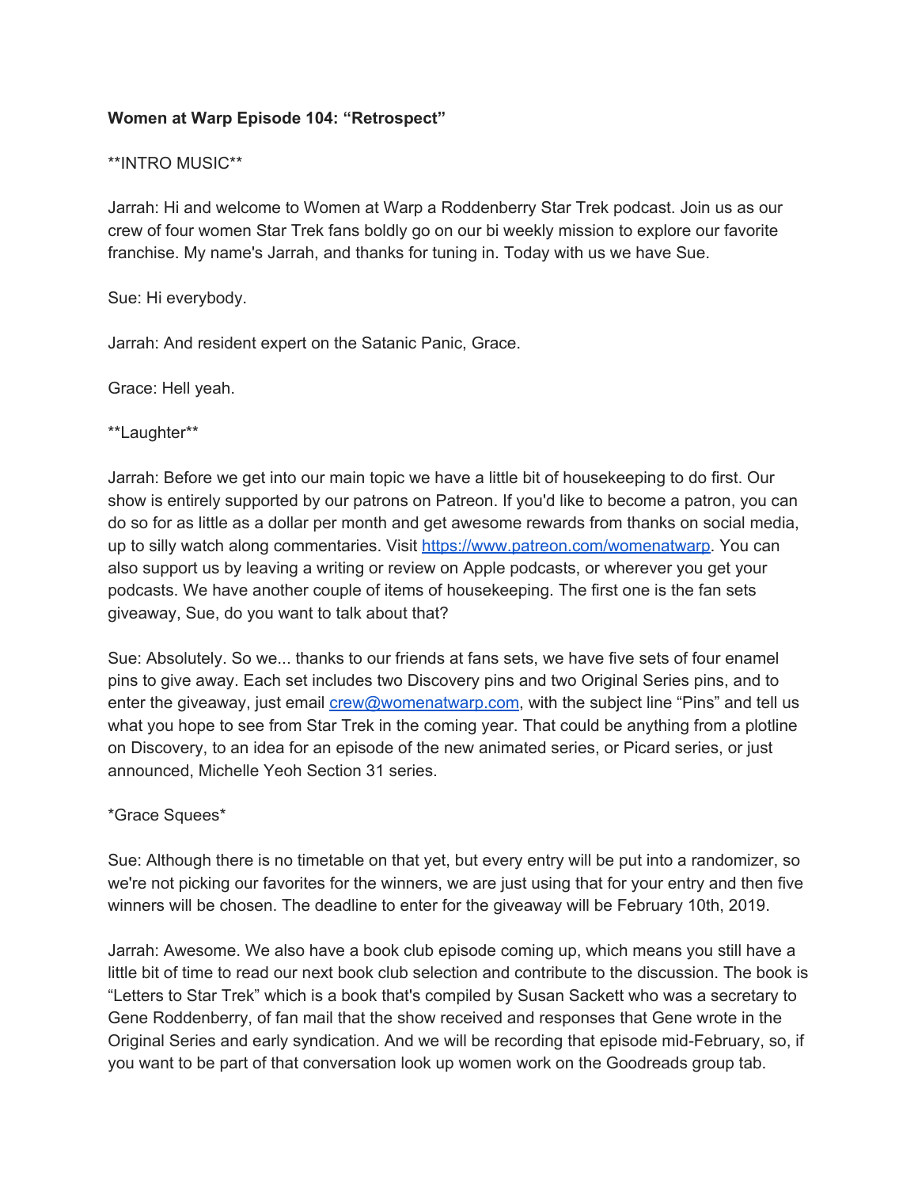**Women at Warp Episode 104: "Retrospect"**

**INTRO MUSIC**

Jarrah: Hi and welcome to Women at Warp a Roddenberry Star Trek podcast. Join us as our crew of four women Star Trek fans boldly go on our bi weekly mission to explore our favorite franchise. My name's Jarrah, and thanks for tuning in. Today with us we have Sue.

Sue: Hi everybody.

Jarrah: And resident expert on the Satanic Panic, Grace.

Grace: Hell yeah.

**Laughter**

Jarrah: Before we get into our main topic we have a little bit of housekeeping to do first. Our show is entirely supported by our patrons on Patreon. If you'd like to become a patron, you can do so for as little as a dollar per month and get awesome rewards from thanks on social media, up to silly watch along commentaries. Visit [https://www.patreon.com/womenatwarp](https://www.patreon.com/womenatwarp). You can also support us by leaving a writing or review on Apple podcasts, or wherever you get your podcasts. We have another couple of items of housekeeping. The first one is the fan sets giveaway, Sue, do you want to talk about that?

Sue: Absolutely. So we... thanks to our friends at fans sets, we have five sets of four enamel pins to give away. Each set includes two Discovery pins and two Original Series pins, and to enter the giveaway, just email [crew@womenatwarp.com](mailto:crew@womenatwarp.com), with the subject line "Pins" and tell us what you hope to see from Star Trek in the coming year. That could be anything from a plotline on Discovery, to an idea for an episode of the new animated series, or Picard series, or just announced, Michelle Yeoh Section 31 series.

*Grace Squees*

Sue: Although there is no timetable on that yet, but every entry will be put into a randomizer, so we're not picking our favorites for the winners, we are just using that for your entry and then five winners will be chosen. The deadline to enter for the giveaway will be February 10th, 2019.

Jarrah: Awesome. We also have a book club episode coming up, which means you still have a little bit of time to read our next book club selection and contribute to the discussion. The book is "Letters to Star Trek" which is a book that's compiled by Susan Sackett who was a secretary to Gene Roddenberry, of fan mail that the show received and responses that Gene wrote in the Original Series and early syndication. And we will be recording that episode mid-February, so, if you want to be part of that conversation look up women work on the Goodreads group tab.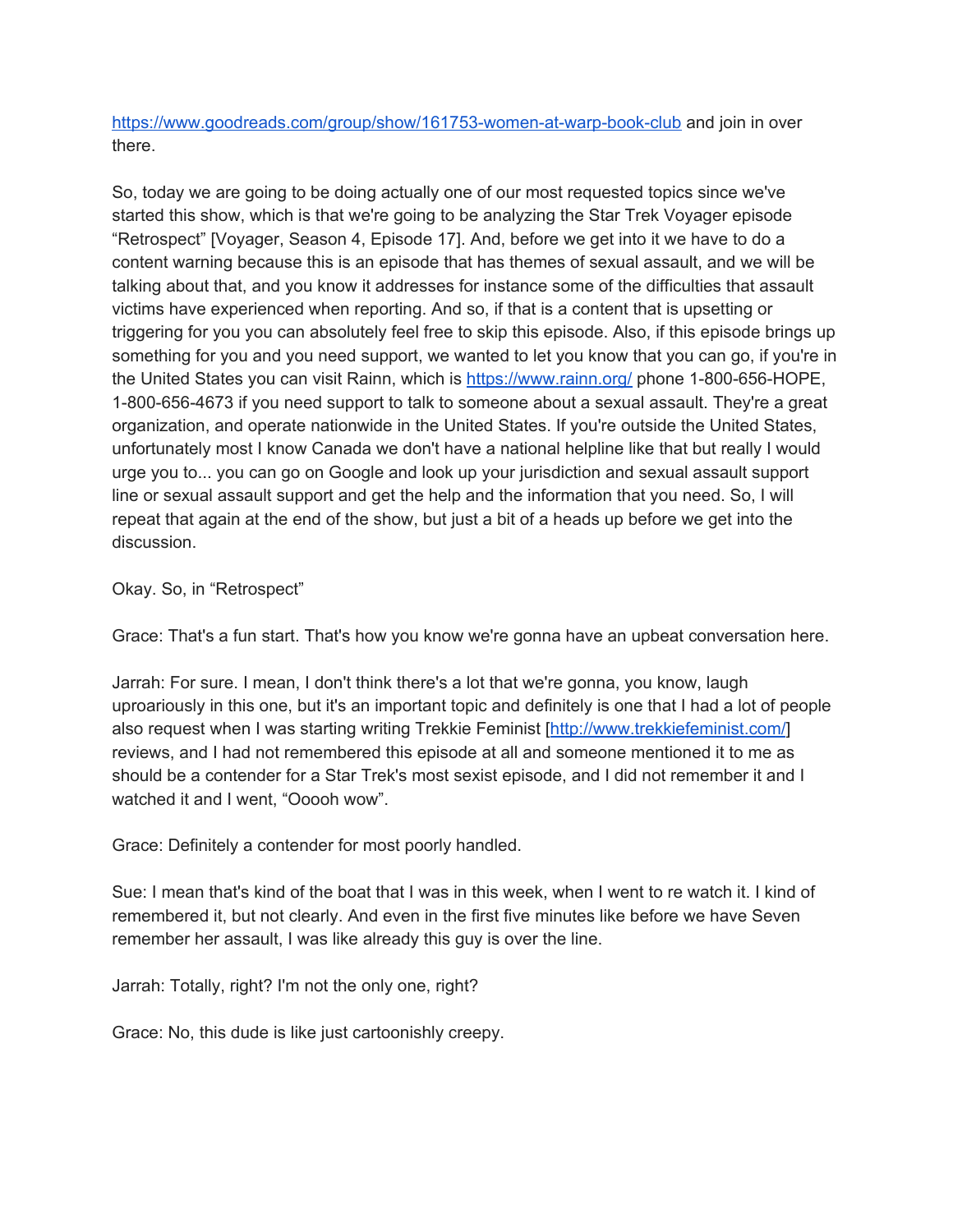https://www.goodreads.com/group/show/161753-women-at-warp-book-club and join in over there.

So, today we are going to be doing actually one of our most requested topics since we've started this show, which is that we're going to be analyzing the Star Trek Voyager episode "Retrospect" [Voyager, Season 4, Episode 17]. And, before we get into it we have to do a content warning because this is an episode that has themes of sexual assault, and we will be talking about that, and you know it addresses for instance some of the difficulties that assault victims have experienced when reporting. And so, if that is a content that is upsetting or triggering for you you can absolutely feel free to skip this episode. Also, if this episode brings up something for you and you need support, we wanted to let you know that you can go, if you're in the United States you can visit Rainn, which is https://www.rainn.org/ phone 1-800-656-HOPE, 1-800-656-4673 if you need support to talk to someone about a sexual assault. They're a great organization, and operate nationwide in the United States. If you're outside the United States, unfortunately most I know Canada we don't have a national helpline like that but really I would urge you to... you can go on Google and look up your jurisdiction and sexual assault support line or sexual assault support and get the help and the information that you need. So, I will repeat that again at the end of the show, but just a bit of a heads up before we get into the discussion.

Okay. So, in "Retrospect"

Grace: That's a fun start. That's how you know we're gonna have an upbeat conversation here.

Jarrah: For sure. I mean, I don't think there's a lot that we're gonna, you know, laugh uproariously in this one, but it's an important topic and definitely is one that I had a lot of people also request when I was starting writing Trekkie Feminist [http://www.trekkiefeminist.com/] reviews, and I had not remembered this episode at all and someone mentioned it to me as should be a contender for a Star Trek's most sexist episode, and I did not remember it and I watched it and I went, "Ooooh wow".

Grace: Definitely a contender for most poorly handled.

Sue: I mean that's kind of the boat that I was in this week, when I went to re watch it. I kind of remembered it, but not clearly. And even in the first five minutes like before we have Seven remember her assault, I was like already this guy is over the line.

Jarrah: Totally, right? I'm not the only one, right?

Grace: No, this dude is like just cartoonishly creepy.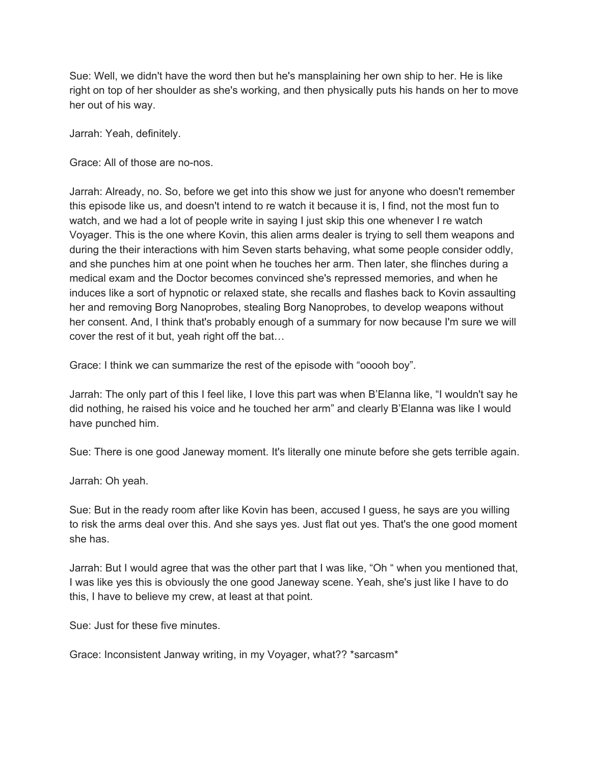Sue: Well, we didn't have the word then but he's mansplaining her own ship to her. He is like right on top of her shoulder as she's working, and then physically puts his hands on her to move her out of his way.

Jarrah: Yeah, definitely.

Grace: All of those are no-nos.

Jarrah: Already, no. So, before we get into this show we just for anyone who doesn't remember this episode like us, and doesn't intend to re watch it because it is, I find, not the most fun to watch, and we had a lot of people write in saying I just skip this one whenever I re watch Voyager. This is the one where Kovin, this alien arms dealer is trying to sell them weapons and during the their interactions with him Seven starts behaving, what some people consider oddly, and she punches him at one point when he touches her arm. Then later, she flinches during a medical exam and the Doctor becomes convinced she's repressed memories, and when he induces like a sort of hypnotic or relaxed state, she recalls and flashes back to Kovin assaulting her and removing Borg Nanoprobes, stealing Borg Nanoprobes, to develop weapons without her consent. And, I think that's probably enough of a summary for now because I'm sure we will cover the rest of it but, yeah right off the bat…

Grace: I think we can summarize the rest of the episode with "ooooh boy".

Jarrah: The only part of this I feel like, I love this part was when B'Elanna like, "I wouldn't say he did nothing, he raised his voice and he touched her arm" and clearly B'Elanna was like I would have punched him.

Sue: There is one good Janeway moment. It's literally one minute before she gets terrible again.

Jarrah: Oh yeah.

Sue: But in the ready room after like Kovin has been, accused I guess, he says are you willing to risk the arms deal over this. And she says yes. Just flat out yes. That's the one good moment she has.

Jarrah: But I would agree that was the other part that I was like, "Oh " when you mentioned that, I was like yes this is obviously the one good Janeway scene. Yeah, she's just like I have to do this, I have to believe my crew, at least at that point.

Sue: Just for these five minutes.

Grace: Inconsistent Janway writing, in my Voyager, what?? *sarcasm*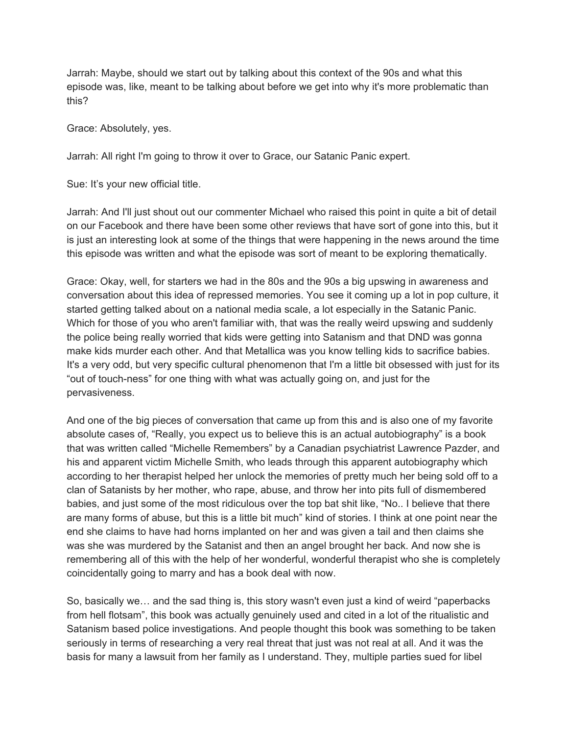Jarrah: Maybe, should we start out by talking about this context of the 90s and what this episode was, like, meant to be talking about before we get into why it's more problematic than this?

Grace: Absolutely, yes.

Jarrah: All right I'm going to throw it over to Grace, our Satanic Panic expert.

Sue: It's your new official title.

Jarrah: And I'll just shout out our commenter Michael who raised this point in quite a bit of detail on our Facebook and there have been some other reviews that have sort of gone into this, but it is just an interesting look at some of the things that were happening in the news around the time this episode was written and what the episode was sort of meant to be exploring thematically.

Grace: Okay, well, for starters we had in the 80s and the 90s a big upswing in awareness and conversation about this idea of repressed memories. You see it coming up a lot in pop culture, it started getting talked about on a national media scale, a lot especially in the Satanic Panic. Which for those of you who aren't familiar with, that was the really weird upswing and suddenly the police being really worried that kids were getting into Satanism and that DND was gonna make kids murder each other. And that Metallica was you know telling kids to sacrifice babies. It's a very odd, but very specific cultural phenomenon that I'm a little bit obsessed with just for its "out of touch-ness" for one thing with what was actually going on, and just for the pervasiveness.

And one of the big pieces of conversation that came up from this and is also one of my favorite absolute cases of, "Really, you expect us to believe this is an actual autobiography" is a book that was written called "Michelle Remembers" by a Canadian psychiatrist Lawrence Pazder, and his and apparent victim Michelle Smith, who leads through this apparent autobiography which according to her therapist helped her unlock the memories of pretty much her being sold off to a clan of Satanists by her mother, who rape, abuse, and throw her into pits full of dismembered babies, and just some of the most ridiculous over the top bat shit like, "No.. I believe that there are many forms of abuse, but this is a little bit much" kind of stories. I think at one point near the end she claims to have had horns implanted on her and was given a tail and then claims she was she was murdered by the Satanist and then an angel brought her back. And now she is remembering all of this with the help of her wonderful, wonderful therapist who she is completely coincidentally going to marry and has a book deal with now.

So, basically we… and the sad thing is, this story wasn't even just a kind of weird "paperbacks from hell flotsam", this book was actually genuinely used and cited in a lot of the ritualistic and Satanism based police investigations. And people thought this book was something to be taken seriously in terms of researching a very real threat that just was not real at all. And it was the basis for many a lawsuit from her family as I understand. They, multiple parties sued for libel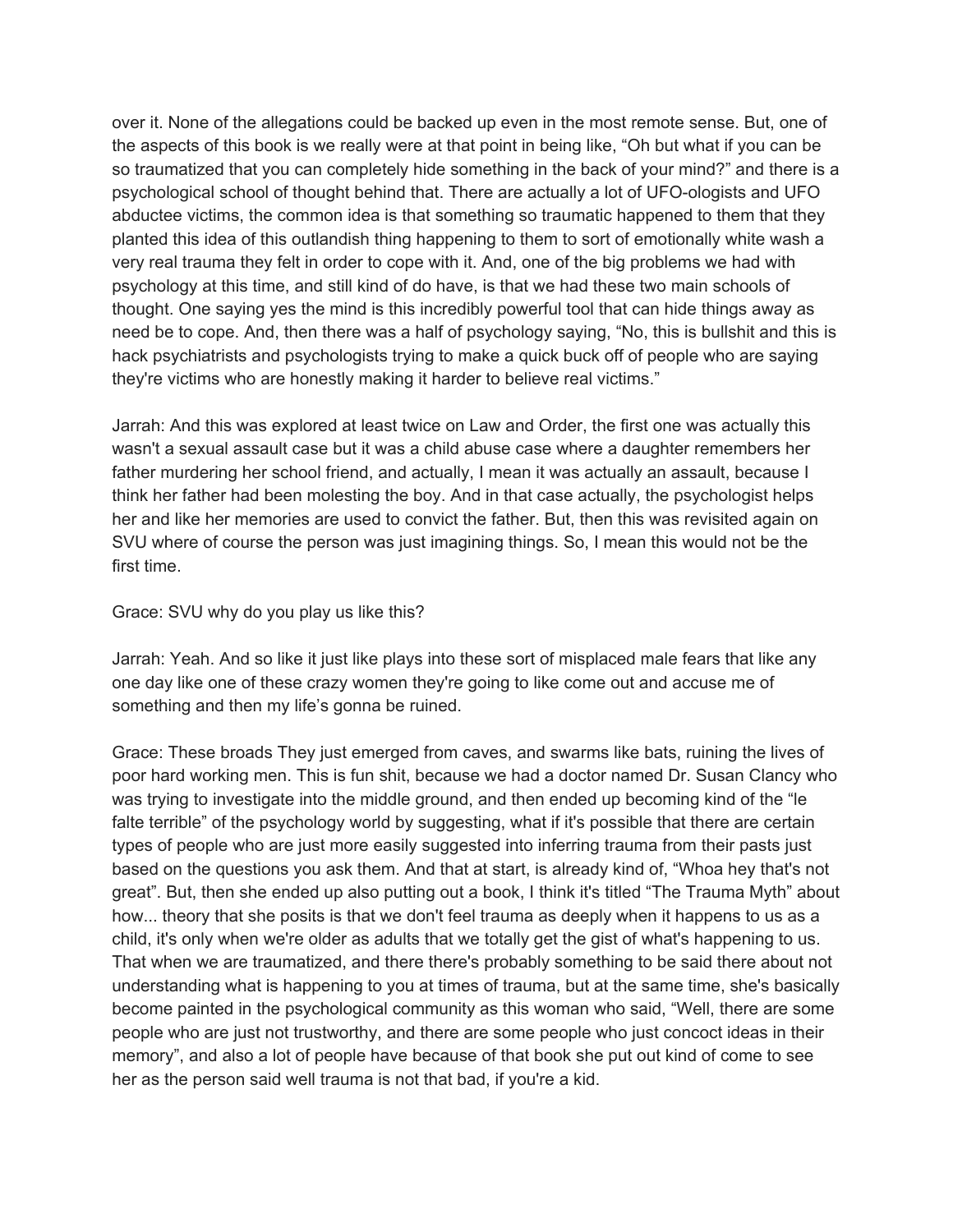over it. None of the allegations could be backed up even in the most remote sense. But, one of the aspects of this book is we really were at that point in being like, "Oh but what if you can be so traumatized that you can completely hide something in the back of your mind?" and there is a psychological school of thought behind that. There are actually a lot of UFO-ologists and UFO abductee victims, the common idea is that something so traumatic happened to them that they planted this idea of this outlandish thing happening to them to sort of emotionally white wash a very real trauma they felt in order to cope with it. And, one of the big problems we had with psychology at this time, and still kind of do have, is that we had these two main schools of thought. One saying yes the mind is this incredibly powerful tool that can hide things away as need be to cope. And, then there was a half of psychology saying, "No, this is bullshit and this is hack psychiatrists and psychologists trying to make a quick buck off of people who are saying they're victims who are honestly making it harder to believe real victims."

Jarrah: And this was explored at least twice on Law and Order, the first one was actually this wasn't a sexual assault case but it was a child abuse case where a daughter remembers her father murdering her school friend, and actually, I mean it was actually an assault, because I think her father had been molesting the boy. And in that case actually, the psychologist helps her and like her memories are used to convict the father. But, then this was revisited again on SVU where of course the person was just imagining things. So, I mean this would not be the first time.

Grace: SVU why do you play us like this?

Jarrah: Yeah. And so like it just like plays into these sort of misplaced male fears that like any one day like one of these crazy women they're going to like come out and accuse me of something and then my life's gonna be ruined.

Grace: These broads They just emerged from caves, and swarms like bats, ruining the lives of poor hard working men. This is fun shit, because we had a doctor named Dr. Susan Clancy who was trying to investigate into the middle ground, and then ended up becoming kind of the "le falte terrible" of the psychology world by suggesting, what if it's possible that there are certain types of people who are just more easily suggested into inferring trauma from their pasts just based on the questions you ask them. And that at start, is already kind of, "Whoa hey that's not great". But, then she ended up also putting out a book, I think it's titled "The Trauma Myth" about how... theory that she posits is that we don't feel trauma as deeply when it happens to us as a child, it's only when we're older as adults that we totally get the gist of what's happening to us. That when we are traumatized, and there there's probably something to be said there about not understanding what is happening to you at times of trauma, but at the same time, she's basically become painted in the psychological community as this woman who said, "Well, there are some people who are just not trustworthy, and there are some people who just concoct ideas in their memory", and also a lot of people have because of that book she put out kind of come to see her as the person said well trauma is not that bad, if you're a kid.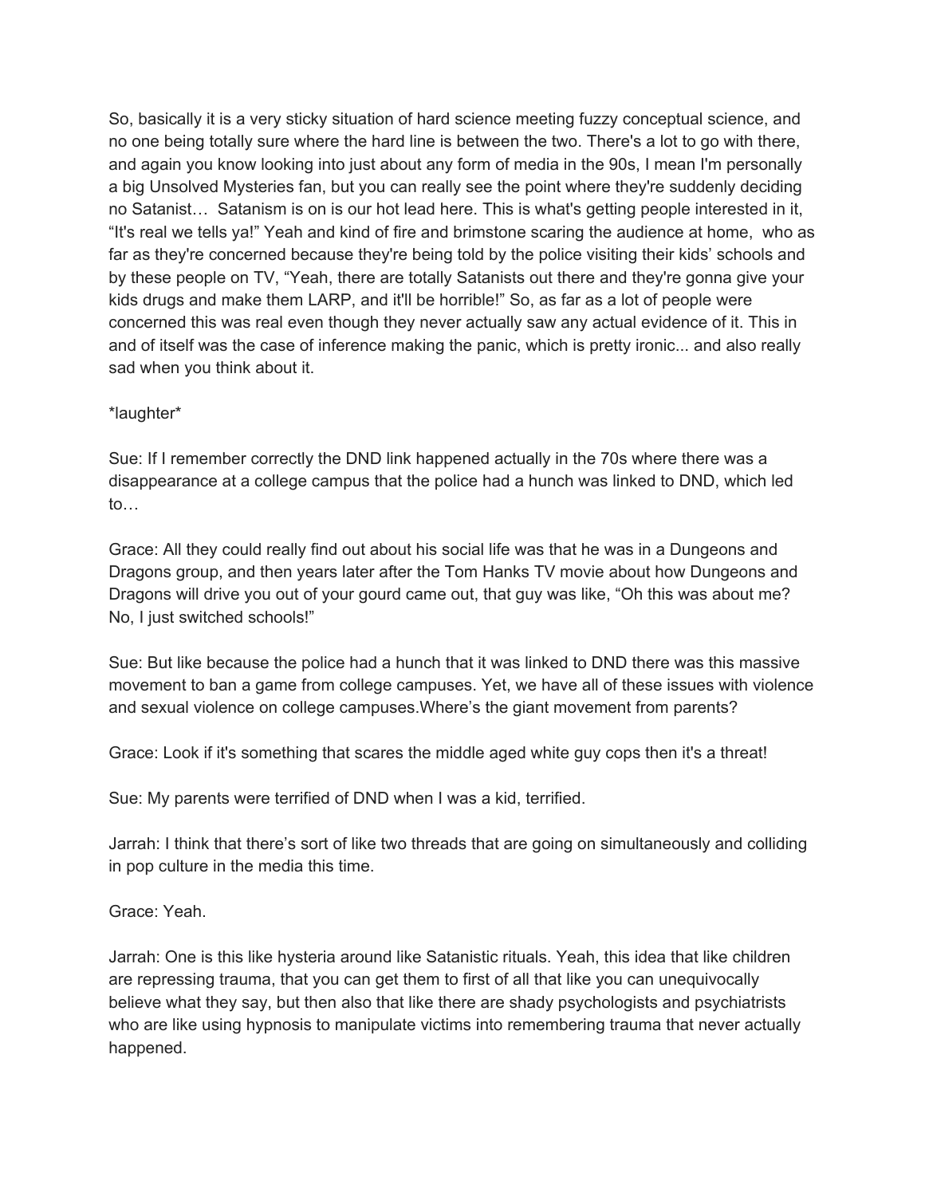So, basically it is a very sticky situation of hard science meeting fuzzy conceptual science, and no one being totally sure where the hard line is between the two. There's a lot to go with there, and again you know looking into just about any form of media in the 90s, I mean I'm personally a big Unsolved Mysteries fan, but you can really see the point where they're suddenly deciding no Satanist… Satanism is on is our hot lead here. This is what's getting people interested in it, "It's real we tells ya!" Yeah and kind of fire and brimstone scaring the audience at home, who as far as they're concerned because they're being told by the police visiting their kids' schools and by these people on TV, "Yeah, there are totally Satanists out there and they're gonna give your kids drugs and make them LARP, and it'll be horrible!" So, as far as a lot of people were concerned this was real even though they never actually saw any actual evidence of it. This in and of itself was the case of inference making the panic, which is pretty ironic... and also really sad when you think about it.

*laughter*

Sue: If I remember correctly the DND link happened actually in the 70s where there was a disappearance at a college campus that the police had a hunch was linked to DND, which led to…

Grace: All they could really find out about his social life was that he was in a Dungeons and Dragons group, and then years later after the Tom Hanks TV movie about how Dungeons and Dragons will drive you out of your gourd came out, that guy was like, "Oh this was about me? No, I just switched schools!"

Sue: But like because the police had a hunch that it was linked to DND there was this massive movement to ban a game from college campuses. Yet, we have all of these issues with violence and sexual violence on college campuses.Where's the giant movement from parents?

Grace: Look if it's something that scares the middle aged white guy cops then it's a threat!

Sue: My parents were terrified of DND when I was a kid, terrified.

Jarrah: I think that there's sort of like two threads that are going on simultaneously and colliding in pop culture in the media this time.

Grace: Yeah.

Jarrah: One is this like hysteria around like Satanistic rituals. Yeah, this idea that like children are repressing trauma, that you can get them to first of all that like you can unequivocally believe what they say, but then also that like there are shady psychologists and psychiatrists who are like using hypnosis to manipulate victims into remembering trauma that never actually happened.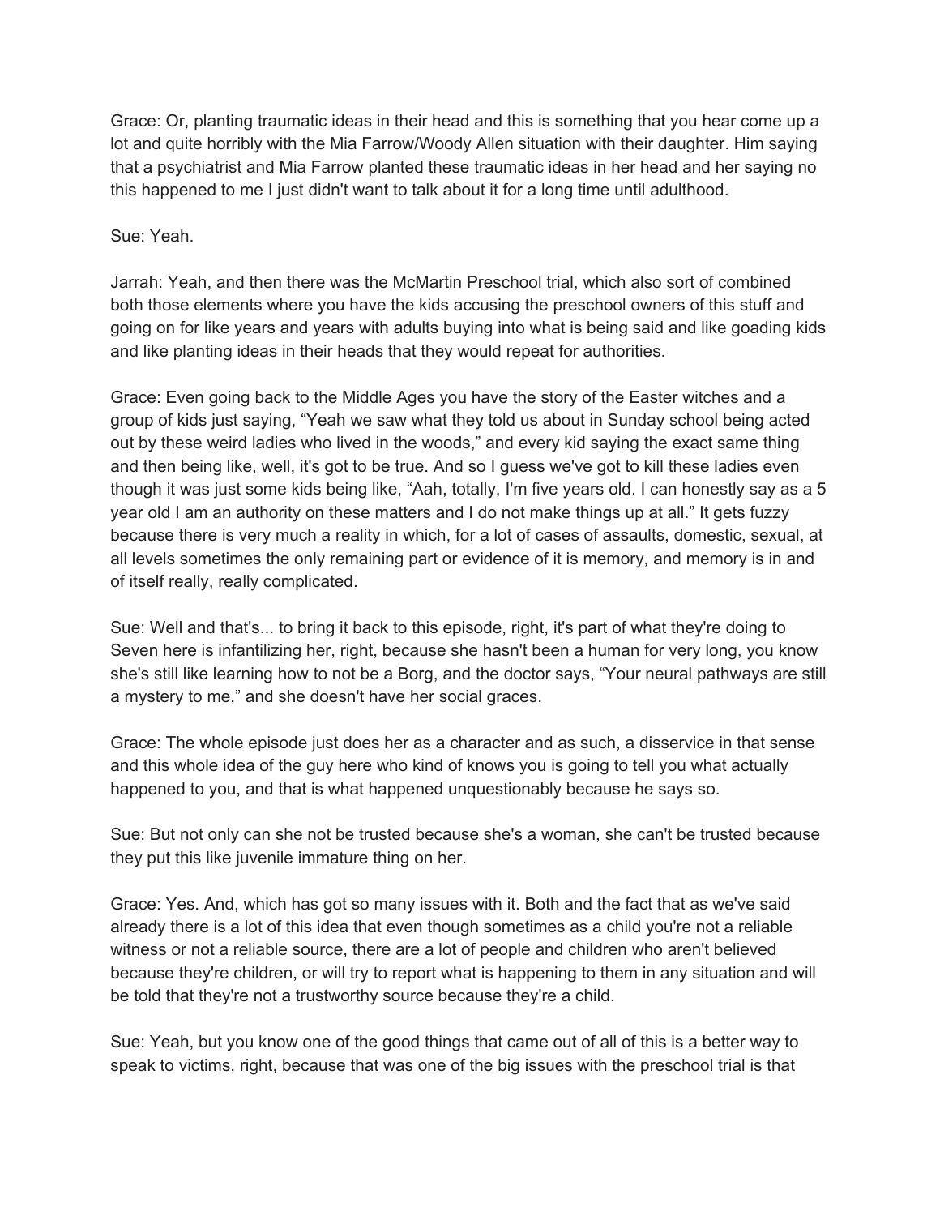Grace: Or, planting traumatic ideas in their head and this is something that you hear come up a lot and quite horribly with the Mia Farrow/Woody Allen situation with their daughter. Him saying that a psychiatrist and Mia Farrow planted these traumatic ideas in her head and her saying no this happened to me I just didn't want to talk about it for a long time until adulthood.

Sue: Yeah.

Jarrah: Yeah, and then there was the McMartin Preschool trial, which also sort of combined both those elements where you have the kids accusing the preschool owners of this stuff and going on for like years and years with adults buying into what is being said and like goading kids and like planting ideas in their heads that they would repeat for authorities.

Grace: Even going back to the Middle Ages you have the story of the Easter witches and a group of kids just saying, "Yeah we saw what they told us about in Sunday school being acted out by these weird ladies who lived in the woods," and every kid saying the exact same thing and then being like, well, it's got to be true. And so I guess we've got to kill these ladies even though it was just some kids being like, "Aah, totally, I'm five years old. I can honestly say as a 5 year old I am an authority on these matters and I do not make things up at all." It gets fuzzy because there is very much a reality in which, for a lot of cases of assaults, domestic, sexual, at all levels sometimes the only remaining part or evidence of it is memory, and memory is in and of itself really, really complicated.

Sue: Well and that's... to bring it back to this episode, right, it's part of what they're doing to Seven here is infantilizing her, right, because she hasn't been a human for very long, you know she's still like learning how to not be a Borg, and the doctor says, "Your neural pathways are still a mystery to me," and she doesn't have her social graces.

Grace: The whole episode just does her as a character and as such, a disservice in that sense and this whole idea of the guy here who kind of knows you is going to tell you what actually happened to you, and that is what happened unquestionably because he says so.

Sue: But not only can she not be trusted because she's a woman, she can't be trusted because they put this like juvenile immature thing on her.

Grace: Yes. And, which has got so many issues with it. Both and the fact that as we've said already there is a lot of this idea that even though sometimes as a child you're not a reliable witness or not a reliable source, there are a lot of people and children who aren't believed because they're children, or will try to report what is happening to them in any situation and will be told that they're not a trustworthy source because they're a child.

Sue: Yeah, but you know one of the good things that came out of all of this is a better way to speak to victims, right, because that was one of the big issues with the preschool trial is that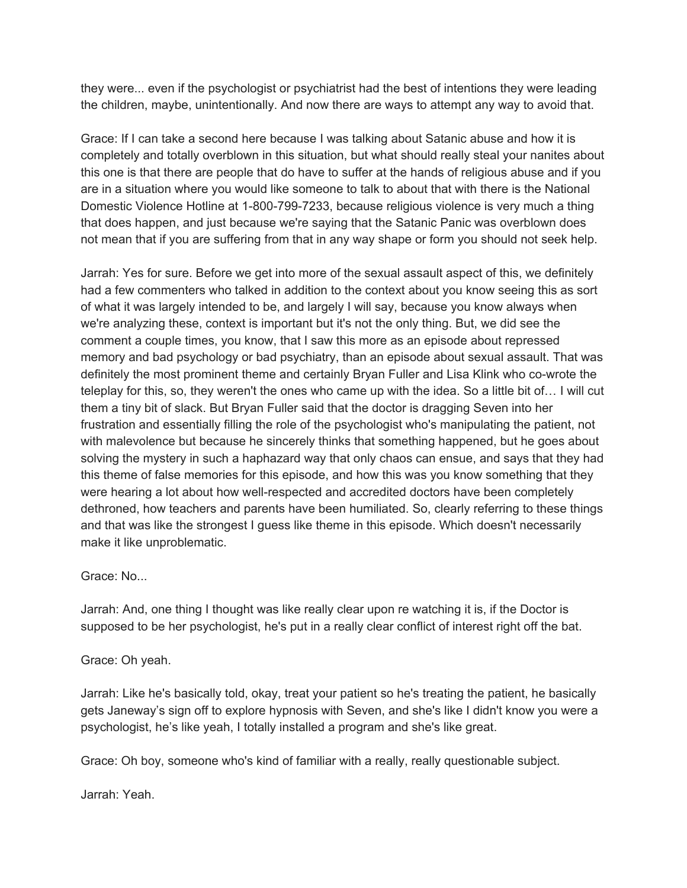they were... even if the psychologist or psychiatrist had the best of intentions they were leading the children, maybe, unintentionally. And now there are ways to attempt any way to avoid that.

Grace: If I can take a second here because I was talking about Satanic abuse and how it is completely and totally overblown in this situation, but what should really steal your nanites about this one is that there are people that do have to suffer at the hands of religious abuse and if you are in a situation where you would like someone to talk to about that with there is the National Domestic Violence Hotline at 1-800-799-7233, because religious violence is very much a thing that does happen, and just because we're saying that the Satanic Panic was overblown does not mean that if you are suffering from that in any way shape or form you should not seek help.

Jarrah: Yes for sure. Before we get into more of the sexual assault aspect of this, we definitely had a few commenters who talked in addition to the context about you know seeing this as sort of what it was largely intended to be, and largely I will say, because you know always when we're analyzing these, context is important but it's not the only thing. But, we did see the comment a couple times, you know, that I saw this more as an episode about repressed memory and bad psychology or bad psychiatry, than an episode about sexual assault. That was definitely the most prominent theme and certainly Bryan Fuller and Lisa Klink who co-wrote the teleplay for this, so, they weren't the ones who came up with the idea. So a little bit of… I will cut them a tiny bit of slack. But Bryan Fuller said that the doctor is dragging Seven into her frustration and essentially filling the role of the psychologist who's manipulating the patient, not with malevolence but because he sincerely thinks that something happened, but he goes about solving the mystery in such a haphazard way that only chaos can ensue, and says that they had this theme of false memories for this episode, and how this was you know something that they were hearing a lot about how well-respected and accredited doctors have been completely dethroned, how teachers and parents have been humiliated. So, clearly referring to these things and that was like the strongest I guess like theme in this episode. Which doesn't necessarily make it like unproblematic.

Grace: No...

Jarrah: And, one thing I thought was like really clear upon re watching it is, if the Doctor is supposed to be her psychologist, he's put in a really clear conflict of interest right off the bat.

Grace: Oh yeah.

Jarrah: Like he's basically told, okay, treat your patient so he's treating the patient, he basically gets Janeway's sign off to explore hypnosis with Seven, and she's like I didn't know you were a psychologist, he's like yeah, I totally installed a program and she's like great.

Grace: Oh boy, someone who's kind of familiar with a really, really questionable subject.

Jarrah: Yeah.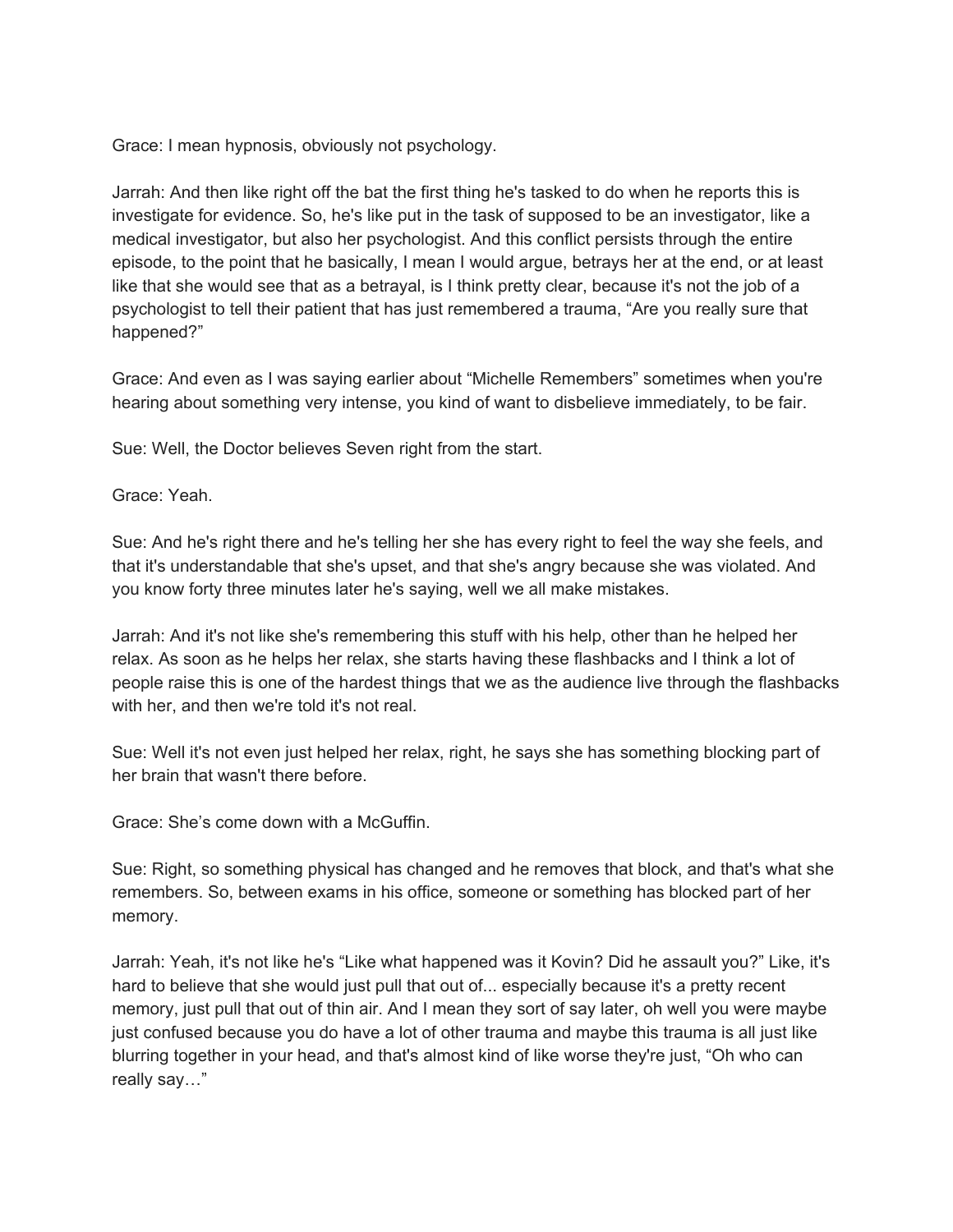Grace: I mean hypnosis, obviously not psychology.

Jarrah: And then like right off the bat the first thing he's tasked to do when he reports this is investigate for evidence. So, he's like put in the task of supposed to be an investigator, like a medical investigator, but also her psychologist. And this conflict persists through the entire episode, to the point that he basically, I mean I would argue, betrays her at the end, or at least like that she would see that as a betrayal, is I think pretty clear, because it's not the job of a psychologist to tell their patient that has just remembered a trauma, "Are you really sure that happened?"

Grace: And even as I was saying earlier about "Michelle Remembers" sometimes when you're hearing about something very intense, you kind of want to disbelieve immediately, to be fair.

Sue: Well, the Doctor believes Seven right from the start.

Grace: Yeah.

Sue: And he's right there and he's telling her she has every right to feel the way she feels, and that it's understandable that she's upset, and that she's angry because she was violated. And you know forty three minutes later he's saying, well we all make mistakes.

Jarrah: And it's not like she's remembering this stuff with his help, other than he helped her relax. As soon as he helps her relax, she starts having these flashbacks and I think a lot of people raise this is one of the hardest things that we as the audience live through the flashbacks with her, and then we're told it's not real.

Sue: Well it's not even just helped her relax, right, he says she has something blocking part of her brain that wasn't there before.

Grace: She's come down with a McGuffin.

Sue: Right, so something physical has changed and he removes that block, and that's what she remembers. So, between exams in his office, someone or something has blocked part of her memory.

Jarrah: Yeah, it's not like he's "Like what happened was it Kovin? Did he assault you?" Like, it's hard to believe that she would just pull that out of... especially because it's a pretty recent memory, just pull that out of thin air. And I mean they sort of say later, oh well you were maybe just confused because you do have a lot of other trauma and maybe this trauma is all just like blurring together in your head, and that's almost kind of like worse they're just, "Oh who can really say…"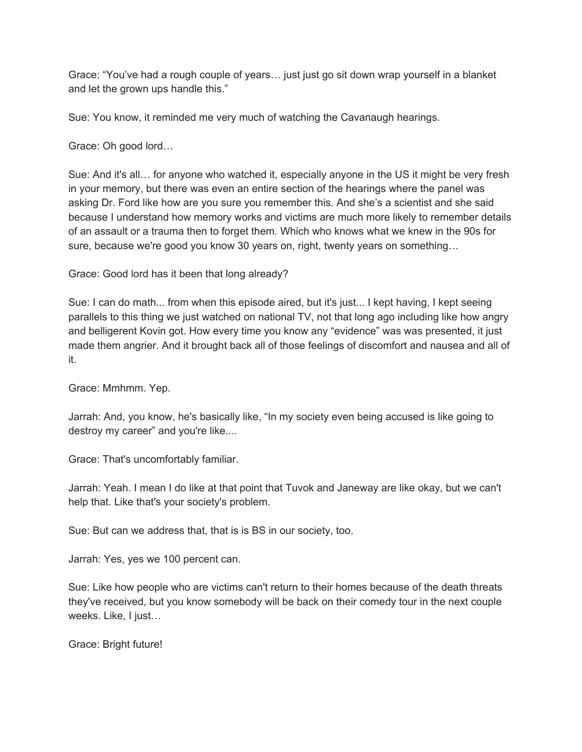Grace: “You’ve had a rough couple of years… just just go sit down wrap yourself in a blanket and let the grown ups handle this.”

Sue: You know, it reminded me very much of watching the Cavanaugh hearings.

Grace: Oh good lord…

Sue: And it's all… for anyone who watched it, especially anyone in the US it might be very fresh in your memory, but there was even an entire section of the hearings where the panel was asking Dr. Ford like how are you sure you remember this. And she’s a scientist and she said because I understand how memory works and victims are much more likely to remember details of an assault or a trauma then to forget them. Which who knows what we knew in the 90s for sure, because we're good you know 30 years on, right, twenty years on something…

Grace: Good lord has it been that long already?

Sue: I can do math... from when this episode aired, but it's just... I kept having, I kept seeing parallels to this thing we just watched on national TV, not that long ago including like how angry and belligerent Kovin got. How every time you know any “evidence” was was presented, it just made them angrier. And it brought back all of those feelings of discomfort and nausea and all of it.

Grace: Mmhmm. Yep.

Jarrah: And, you know, he's basically like, “In my society even being accused is like going to destroy my career” and you're like....

Grace: That's uncomfortably familiar.

Jarrah: Yeah. I mean I do like at that point that Tuvok and Janeway are like okay, but we can't help that. Like that's your society's problem.

Sue: But can we address that, that is is BS in our society, too.

Jarrah: Yes, yes we 100 percent can.

Sue: Like how people who are victims can't return to their homes because of the death threats they've received, but you know somebody will be back on their comedy tour in the next couple weeks. Like, I just…

Grace: Bright future!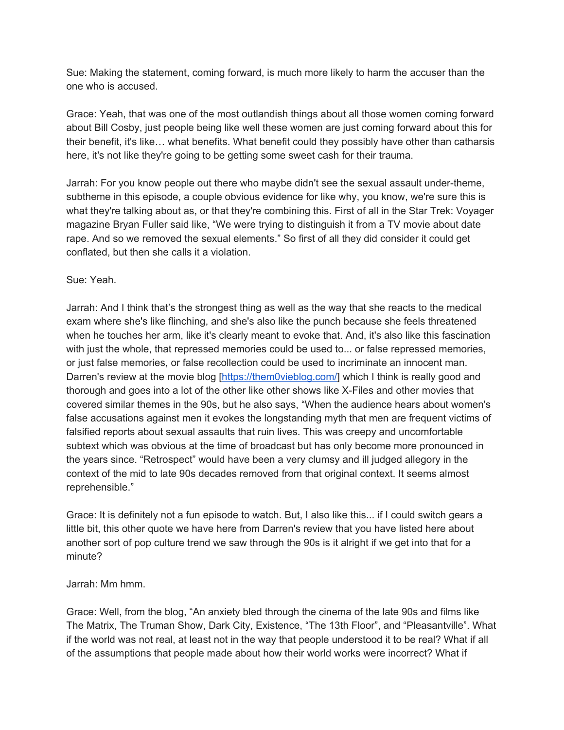Sue: Making the statement, coming forward, is much more likely to harm the accuser than the one who is accused.

Grace: Yeah, that was one of the most outlandish things about all those women coming forward about Bill Cosby, just people being like well these women are just coming forward about this for their benefit, it's like… what benefits. What benefit could they possibly have other than catharsis here, it's not like they're going to be getting some sweet cash for their trauma.

Jarrah: For you know people out there who maybe didn't see the sexual assault under-theme, subtheme in this episode, a couple obvious evidence for like why, you know, we're sure this is what they're talking about as, or that they're combining this. First of all in the Star Trek: Voyager magazine Bryan Fuller said like, "We were trying to distinguish it from a TV movie about date rape. And so we removed the sexual elements." So first of all they did consider it could get conflated, but then she calls it a violation.

Sue: Yeah.

Jarrah: And I think that's the strongest thing as well as the way that she reacts to the medical exam where she's like flinching, and she's also like the punch because she feels threatened when he touches her arm, like it's clearly meant to evoke that. And, it's also like this fascination with just the whole, that repressed memories could be used to... or false repressed memories, or just false memories, or false recollection could be used to incriminate an innocent man. Darren's review at the movie blog [https://them0vieblog.com/] which I think is really good and thorough and goes into a lot of the other like other shows like X-Files and other movies that covered similar themes in the 90s, but he also says, "When the audience hears about women's false accusations against men it evokes the longstanding myth that men are frequent victims of falsified reports about sexual assaults that ruin lives. This was creepy and uncomfortable subtext which was obvious at the time of broadcast but has only become more pronounced in the years since. "Retrospect" would have been a very clumsy and ill judged allegory in the context of the mid to late 90s decades removed from that original context. It seems almost reprehensible."

Grace: It is definitely not a fun episode to watch. But, I also like this... if I could switch gears a little bit, this other quote we have here from Darren's review that you have listed here about another sort of pop culture trend we saw through the 90s is it alright if we get into that for a minute?

Jarrah: Mm hmm.

Grace: Well, from the blog, "An anxiety bled through the cinema of the late 90s and films like The Matrix, The Truman Show, Dark City, Existence, "The 13th Floor", and "Pleasantville". What if the world was not real, at least not in the way that people understood it to be real? What if all of the assumptions that people made about how their world works were incorrect? What if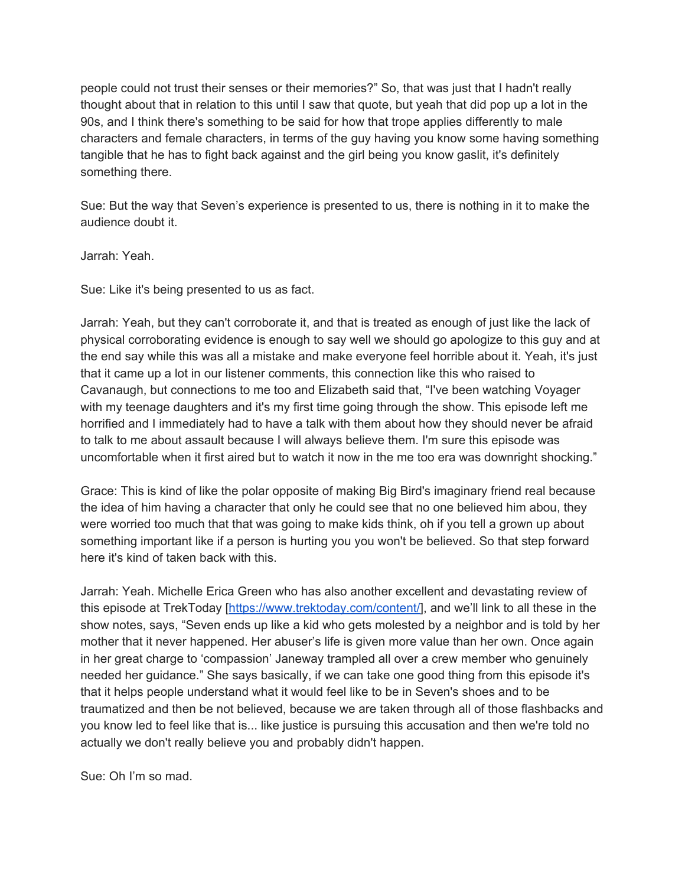people could not trust their senses or their memories?" So, that was just that I hadn't really thought about that in relation to this until I saw that quote, but yeah that did pop up a lot in the 90s, and I think there's something to be said for how that trope applies differently to male characters and female characters, in terms of the guy having you know some having something tangible that he has to fight back against and the girl being you know gaslit, it's definitely something there.

Sue: But the way that Seven's experience is presented to us, there is nothing in it to make the audience doubt it.

Jarrah: Yeah.

Sue: Like it's being presented to us as fact.

Jarrah: Yeah, but they can't corroborate it, and that is treated as enough of just like the lack of physical corroborating evidence is enough to say well we should go apologize to this guy and at the end say while this was all a mistake and make everyone feel horrible about it. Yeah, it's just that it came up a lot in our listener comments, this connection like this who raised to Cavanaugh, but connections to me too and Elizabeth said that, "I've been watching Voyager with my teenage daughters and it's my first time going through the show. This episode left me horrified and I immediately had to have a talk with them about how they should never be afraid to talk to me about assault because I will always believe them. I'm sure this episode was uncomfortable when it first aired but to watch it now in the me too era was downright shocking."

Grace: This is kind of like the polar opposite of making Big Bird's imaginary friend real because the idea of him having a character that only he could see that no one believed him abou, they were worried too much that that was going to make kids think, oh if you tell a grown up about something important like if a person is hurting you you won't be believed. So that step forward here it's kind of taken back with this.

Jarrah: Yeah. Michelle Erica Green who has also another excellent and devastating review of this episode at TrekToday [https://www.trektoday.com/content/], and we'll link to all these in the show notes, says, "Seven ends up like a kid who gets molested by a neighbor and is told by her mother that it never happened. Her abuser's life is given more value than her own. Once again in her great charge to 'compassion' Janeway trampled all over a crew member who genuinely needed her guidance." She says basically, if we can take one good thing from this episode it's that it helps people understand what it would feel like to be in Seven's shoes and to be traumatized and then be not believed, because we are taken through all of those flashbacks and you know led to feel like that is... like justice is pursuing this accusation and then we're told no actually we don't really believe you and probably didn't happen.

Sue: Oh I'm so mad.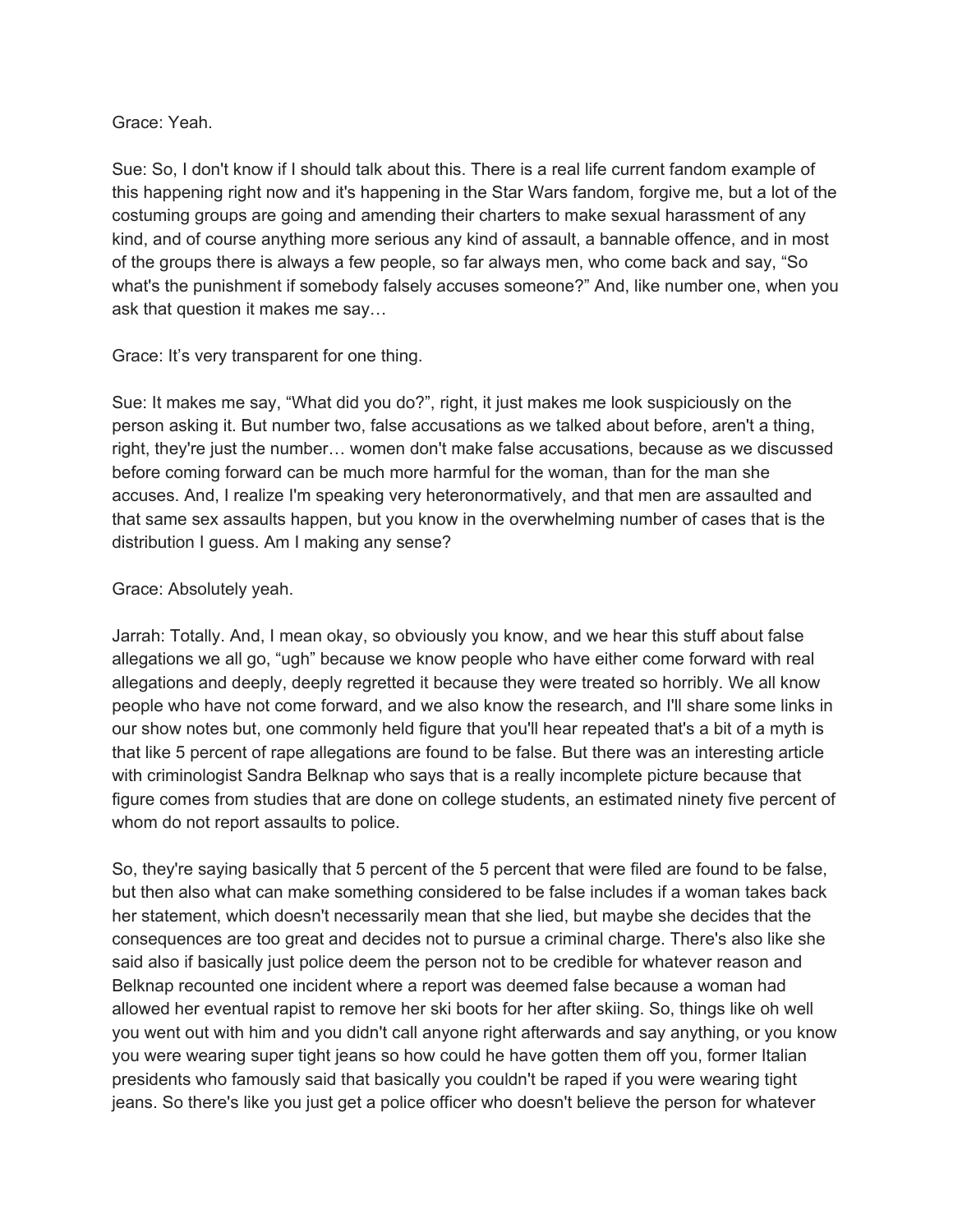Grace: Yeah.

Sue: So, I don't know if I should talk about this. There is a real life current fandom example of this happening right now and it's happening in the Star Wars fandom, forgive me, but a lot of the costuming groups are going and amending their charters to make sexual harassment of any kind, and of course anything more serious any kind of assault, a bannable offence, and in most of the groups there is always a few people, so far always men, who come back and say, "So what's the punishment if somebody falsely accuses someone?" And, like number one, when you ask that question it makes me say…

Grace: It's very transparent for one thing.

Sue: It makes me say, "What did you do?", right, it just makes me look suspiciously on the person asking it. But number two, false accusations as we talked about before, aren't a thing, right, they're just the number… women don't make false accusations, because as we discussed before coming forward can be much more harmful for the woman, than for the man she accuses. And, I realize I'm speaking very heteronormatively, and that men are assaulted and that same sex assaults happen, but you know in the overwhelming number of cases that is the distribution I guess. Am I making any sense?

Grace: Absolutely yeah.

Jarrah: Totally. And, I mean okay, so obviously you know, and we hear this stuff about false allegations we all go, "ugh" because we know people who have either come forward with real allegations and deeply, deeply regretted it because they were treated so horribly. We all know people who have not come forward, and we also know the research, and I'll share some links in our show notes but, one commonly held figure that you'll hear repeated that's a bit of a myth is that like 5 percent of rape allegations are found to be false. But there was an interesting article with criminologist Sandra Belknap who says that is a really incomplete picture because that figure comes from studies that are done on college students, an estimated ninety five percent of whom do not report assaults to police.

So, they're saying basically that 5 percent of the 5 percent that were filed are found to be false, but then also what can make something considered to be false includes if a woman takes back her statement, which doesn't necessarily mean that she lied, but maybe she decides that the consequences are too great and decides not to pursue a criminal charge. There's also like she said also if basically just police deem the person not to be credible for whatever reason and Belknap recounted one incident where a report was deemed false because a woman had allowed her eventual rapist to remove her ski boots for her after skiing. So, things like oh well you went out with him and you didn't call anyone right afterwards and say anything, or you know you were wearing super tight jeans so how could he have gotten them off you, former Italian presidents who famously said that basically you couldn't be raped if you were wearing tight jeans. So there's like you just get a police officer who doesn't believe the person for whatever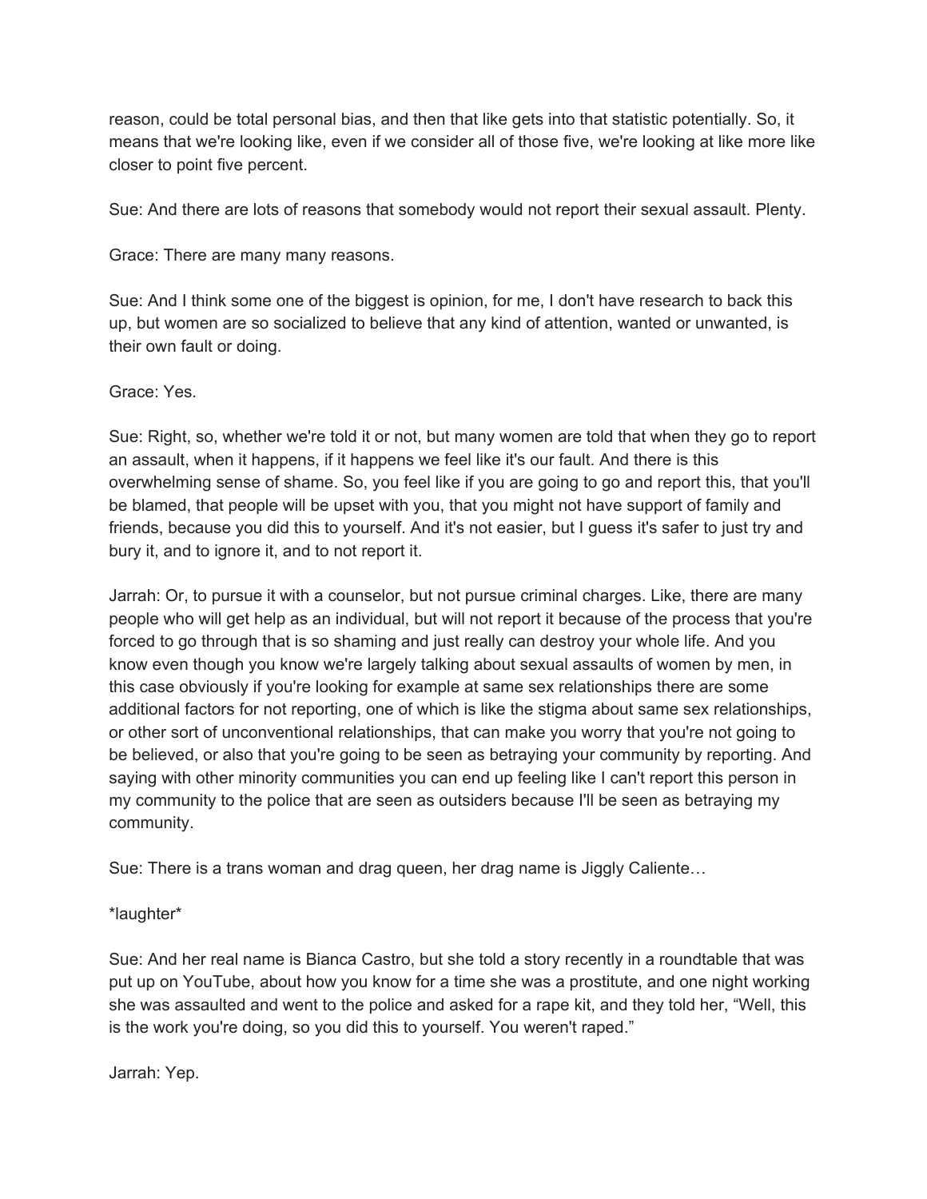reason, could be total personal bias, and then that like gets into that statistic potentially. So, it means that we're looking like, even if we consider all of those five, we're looking at like more like closer to point five percent.

Sue: And there are lots of reasons that somebody would not report their sexual assault. Plenty.

Grace: There are many many reasons.

Sue: And I think some one of the biggest is opinion, for me, I don't have research to back this up, but women are so socialized to believe that any kind of attention, wanted or unwanted, is their own fault or doing.

Grace: Yes.

Sue: Right, so, whether we're told it or not, but many women are told that when they go to report an assault, when it happens, if it happens we feel like it's our fault. And there is this overwhelming sense of shame. So, you feel like if you are going to go and report this, that you'll be blamed, that people will be upset with you, that you might not have support of family and friends, because you did this to yourself. And it's not easier, but I guess it's safer to just try and bury it, and to ignore it, and to not report it.

Jarrah: Or, to pursue it with a counselor, but not pursue criminal charges. Like, there are many people who will get help as an individual, but will not report it because of the process that you're forced to go through that is so shaming and just really can destroy your whole life. And you know even though you know we're largely talking about sexual assaults of women by men, in this case obviously if you're looking for example at same sex relationships there are some additional factors for not reporting, one of which is like the stigma about same sex relationships, or other sort of unconventional relationships, that can make you worry that you're not going to be believed, or also that you're going to be seen as betraying your community by reporting. And saying with other minority communities you can end up feeling like I can't report this person in my community to the police that are seen as outsiders because I'll be seen as betraying my community.

Sue: There is a trans woman and drag queen, her drag name is Jiggly Caliente…

*laughter*

Sue: And her real name is Bianca Castro, but she told a story recently in a roundtable that was put up on YouTube, about how you know for a time she was a prostitute, and one night working she was assaulted and went to the police and asked for a rape kit, and they told her, "Well, this is the work you're doing, so you did this to yourself. You weren't raped."

Jarrah: Yep.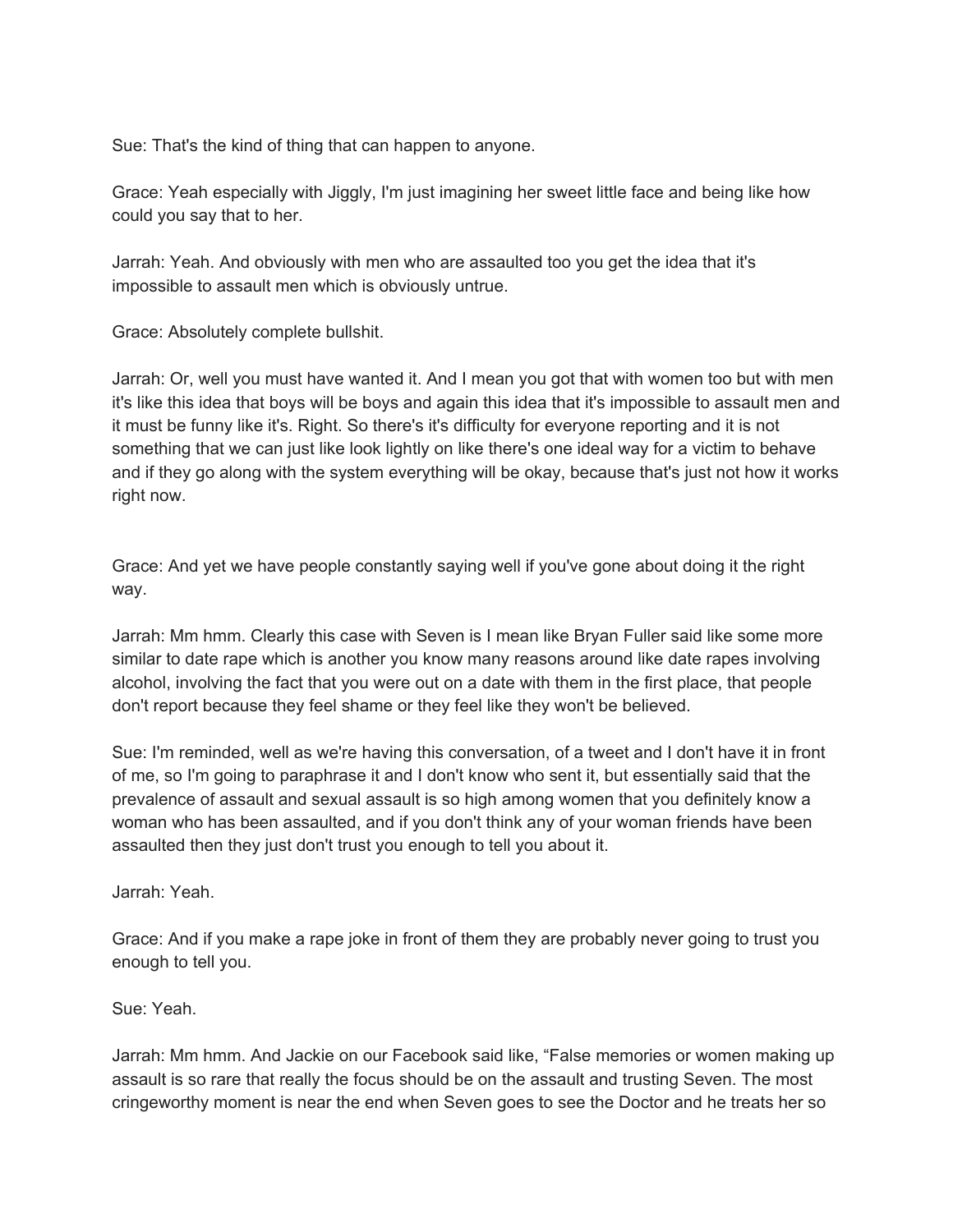Sue: That's the kind of thing that can happen to anyone.

Grace: Yeah especially with Jiggly, I'm just imagining her sweet little face and being like how could you say that to her.

Jarrah: Yeah. And obviously with men who are assaulted too you get the idea that it's impossible to assault men which is obviously untrue.

Grace: Absolutely complete bullshit.

Jarrah: Or, well you must have wanted it. And I mean you got that with women too but with men it's like this idea that boys will be boys and again this idea that it's impossible to assault men and it must be funny like it's. Right. So there's it's difficulty for everyone reporting and it is not something that we can just like look lightly on like there's one ideal way for a victim to behave and if they go along with the system everything will be okay, because that's just not how it works right now.

Grace: And yet we have people constantly saying well if you've gone about doing it the right way.

Jarrah: Mm hmm. Clearly this case with Seven is I mean like Bryan Fuller said like some more similar to date rape which is another you know many reasons around like date rapes involving alcohol, involving the fact that you were out on a date with them in the first place, that people don't report because they feel shame or they feel like they won't be believed.

Sue: I'm reminded, well as we're having this conversation, of a tweet and I don't have it in front of me, so I'm going to paraphrase it and I don't know who sent it, but essentially said that the prevalence of assault and sexual assault is so high among women that you definitely know a woman who has been assaulted, and if you don't think any of your woman friends have been assaulted then they just don't trust you enough to tell you about it.

Jarrah: Yeah.

Grace: And if you make a rape joke in front of them they are probably never going to trust you enough to tell you.

Sue: Yeah.

Jarrah: Mm hmm. And Jackie on our Facebook said like, “False memories or women making up assault is so rare that really the focus should be on the assault and trusting Seven. The most cringeworthy moment is near the end when Seven goes to see the Doctor and he treats her so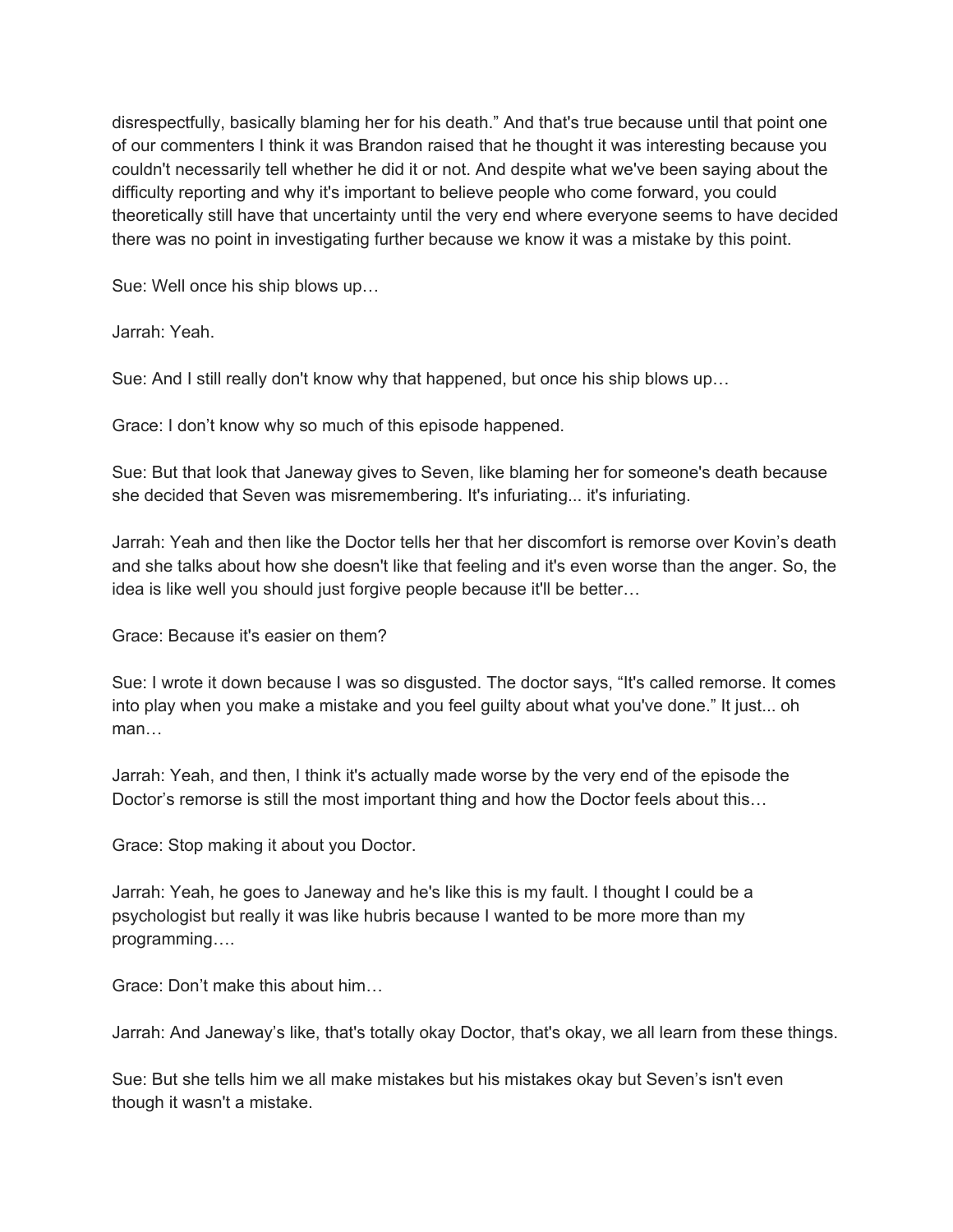disrespectfully, basically blaming her for his death." And that's true because until that point one of our commenters I think it was Brandon raised that he thought it was interesting because you couldn't necessarily tell whether he did it or not. And despite what we've been saying about the difficulty reporting and why it's important to believe people who come forward, you could theoretically still have that uncertainty until the very end where everyone seems to have decided there was no point in investigating further because we know it was a mistake by this point.

Sue: Well once his ship blows up…

Jarrah: Yeah.

Sue: And I still really don't know why that happened, but once his ship blows up…

Grace: I don't know why so much of this episode happened.

Sue: But that look that Janeway gives to Seven, like blaming her for someone's death because she decided that Seven was misremembering. It's infuriating... it's infuriating.

Jarrah: Yeah and then like the Doctor tells her that her discomfort is remorse over Kovin's death and she talks about how she doesn't like that feeling and it's even worse than the anger. So, the idea is like well you should just forgive people because it'll be better…

Grace: Because it's easier on them?

Sue: I wrote it down because I was so disgusted. The doctor says, "It's called remorse. It comes into play when you make a mistake and you feel guilty about what you've done." It just... oh man…

Jarrah: Yeah, and then, I think it's actually made worse by the very end of the episode the Doctor's remorse is still the most important thing and how the Doctor feels about this…

Grace: Stop making it about you Doctor.

Jarrah: Yeah, he goes to Janeway and he's like this is my fault. I thought I could be a psychologist but really it was like hubris because I wanted to be more more than my programming….

Grace: Don't make this about him…

Jarrah: And Janeway's like, that's totally okay Doctor, that's okay, we all learn from these things.

Sue: But she tells him we all make mistakes but his mistakes okay but Seven's isn't even though it wasn't a mistake.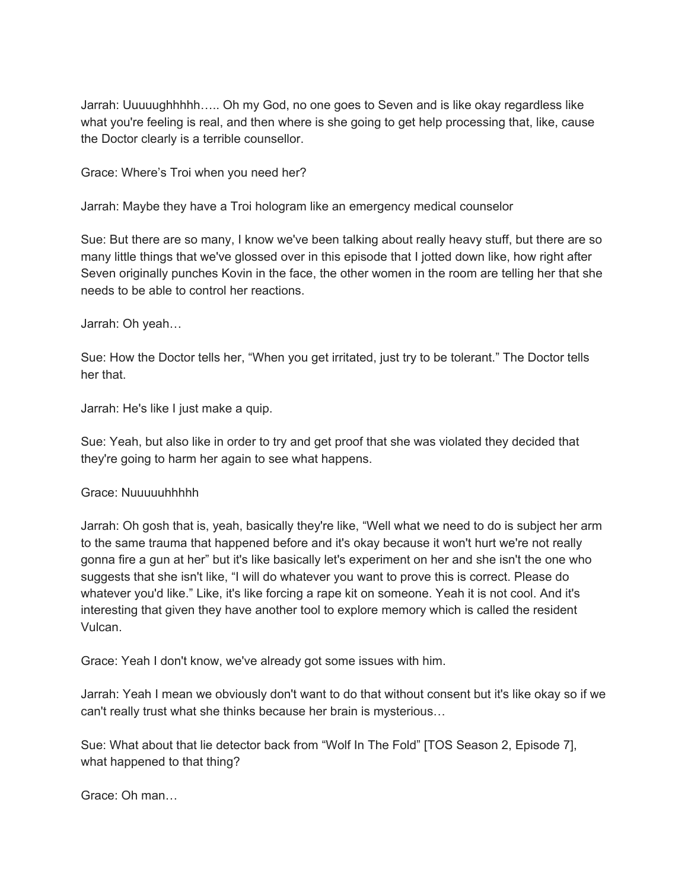Jarrah: Uuuuughhhhh….. Oh my God, no one goes to Seven and is like okay regardless like what you're feeling is real, and then where is she going to get help processing that, like, cause the Doctor clearly is a terrible counsellor.

Grace: Where's Troi when you need her?

Jarrah: Maybe they have a Troi hologram like an emergency medical counselor

Sue: But there are so many, I know we've been talking about really heavy stuff, but there are so many little things that we've glossed over in this episode that I jotted down like, how right after Seven originally punches Kovin in the face, the other women in the room are telling her that she needs to be able to control her reactions.

Jarrah: Oh yeah…

Sue: How the Doctor tells her, "When you get irritated, just try to be tolerant." The Doctor tells her that.

Jarrah: He's like I just make a quip.

Sue: Yeah, but also like in order to try and get proof that she was violated they decided that they're going to harm her again to see what happens.

Grace: Nuuuuuhhhhh

Jarrah: Oh gosh that is, yeah, basically they're like, "Well what we need to do is subject her arm to the same trauma that happened before and it's okay because it won't hurt we're not really gonna fire a gun at her" but it's like basically let's experiment on her and she isn't the one who suggests that she isn't like, "I will do whatever you want to prove this is correct. Please do whatever you'd like." Like, it's like forcing a rape kit on someone. Yeah it is not cool. And it's interesting that given they have another tool to explore memory which is called the resident Vulcan.

Grace: Yeah I don't know, we've already got some issues with him.

Jarrah: Yeah I mean we obviously don't want to do that without consent but it's like okay so if we can't really trust what she thinks because her brain is mysterious…

Sue: What about that lie detector back from "Wolf In The Fold" [TOS Season 2, Episode 7], what happened to that thing?

Grace: Oh man…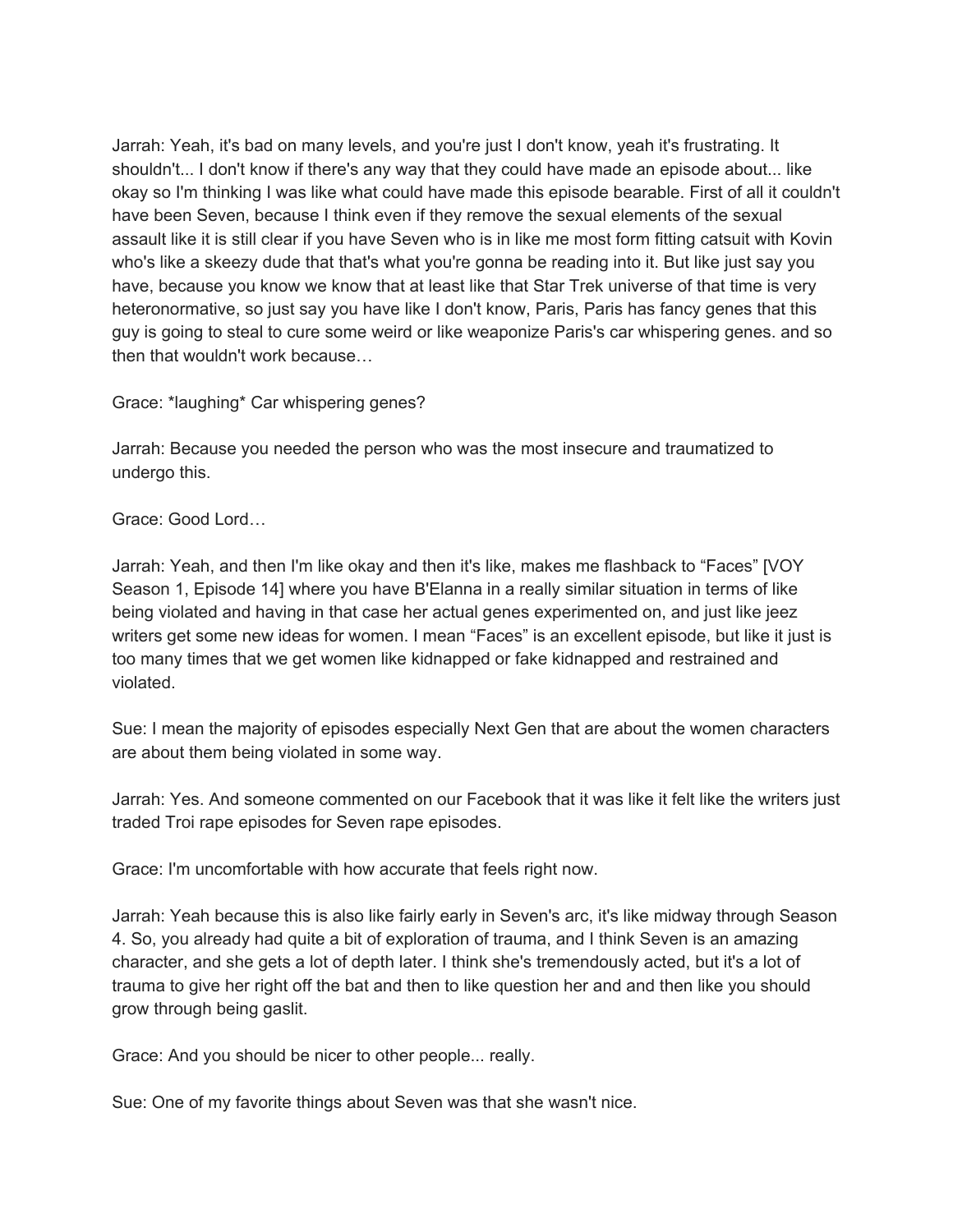Jarrah: Yeah, it's bad on many levels, and you're just I don't know, yeah it's frustrating. It shouldn't... I don't know if there's any way that they could have made an episode about... like okay so I'm thinking I was like what could have made this episode bearable. First of all it couldn't have been Seven, because I think even if they remove the sexual elements of the sexual assault like it is still clear if you have Seven who is in like me most form fitting catsuit with Kovin who's like a skeezy dude that that's what you're gonna be reading into it. But like just say you have, because you know we know that at least like that Star Trek universe of that time is very heteronormative, so just say you have like I don't know, Paris, Paris has fancy genes that this guy is going to steal to cure some weird or like weaponize Paris's car whispering genes. and so then that wouldn't work because…

Grace: *laughing* Car whispering genes?

Jarrah: Because you needed the person who was the most insecure and traumatized to undergo this.

Grace: Good Lord…

Jarrah: Yeah, and then I'm like okay and then it's like, makes me flashback to "Faces" [VOY Season 1, Episode 14] where you have B'Elanna in a really similar situation in terms of like being violated and having in that case her actual genes experimented on, and just like jeez writers get some new ideas for women. I mean "Faces" is an excellent episode, but like it just is too many times that we get women like kidnapped or fake kidnapped and restrained and violated.

Sue: I mean the majority of episodes especially Next Gen that are about the women characters are about them being violated in some way.

Jarrah: Yes. And someone commented on our Facebook that it was like it felt like the writers just traded Troi rape episodes for Seven rape episodes.

Grace: I'm uncomfortable with how accurate that feels right now.

Jarrah: Yeah because this is also like fairly early in Seven's arc, it's like midway through Season 4. So, you already had quite a bit of exploration of trauma, and I think Seven is an amazing character, and she gets a lot of depth later. I think she's tremendously acted, but it's a lot of trauma to give her right off the bat and then to like question her and and then like you should grow through being gaslit.

Grace: And you should be nicer to other people... really.

Sue: One of my favorite things about Seven was that she wasn't nice.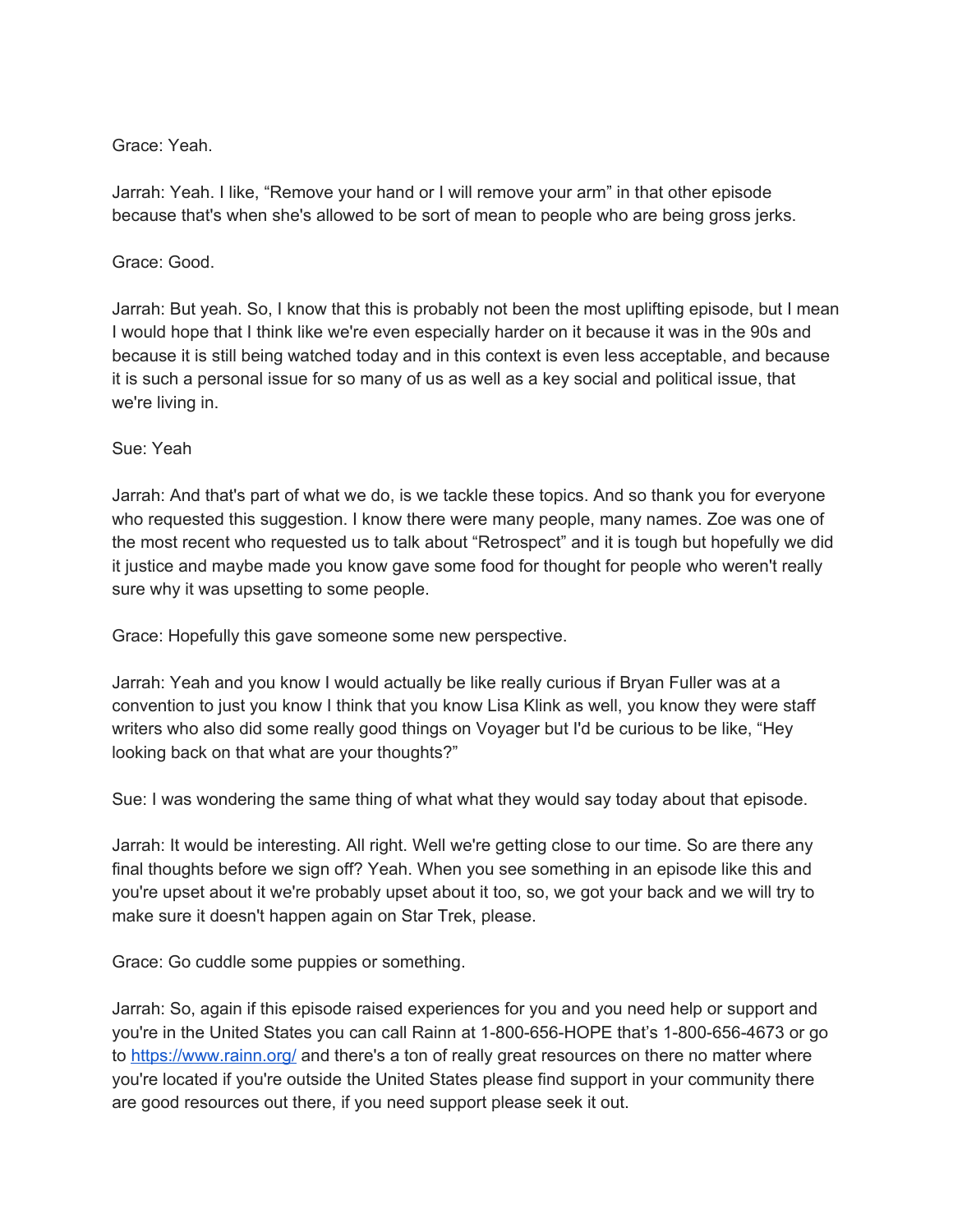Grace: Yeah.

Jarrah: Yeah. I like, "Remove your hand or I will remove your arm" in that other episode because that's when she's allowed to be sort of mean to people who are being gross jerks.

Grace: Good.

Jarrah: But yeah. So, I know that this is probably not been the most uplifting episode, but I mean I would hope that I think like we're even especially harder on it because it was in the 90s and because it is still being watched today and in this context is even less acceptable, and because it is such a personal issue for so many of us as well as a key social and political issue, that we're living in.

Sue: Yeah

Jarrah: And that's part of what we do, is we tackle these topics. And so thank you for everyone who requested this suggestion. I know there were many people, many names. Zoe was one of the most recent who requested us to talk about "Retrospect" and it is tough but hopefully we did it justice and maybe made you know gave some food for thought for people who weren't really sure why it was upsetting to some people.

Grace: Hopefully this gave someone some new perspective.

Jarrah: Yeah and you know I would actually be like really curious if Bryan Fuller was at a convention to just you know I think that you know Lisa Klink as well, you know they were staff writers who also did some really good things on Voyager but I'd be curious to be like, "Hey looking back on that what are your thoughts?"

Sue: I was wondering the same thing of what what they would say today about that episode.

Jarrah: It would be interesting. All right. Well we're getting close to our time. So are there any final thoughts before we sign off? Yeah. When you see something in an episode like this and you're upset about it we're probably upset about it too, so, we got your back and we will try to make sure it doesn't happen again on Star Trek, please.

Grace: Go cuddle some puppies or something.

Jarrah: So, again if this episode raised experiences for you and you need help or support and you're in the United States you can call Rainn at 1-800-656-HOPE that's 1-800-656-4673 or go to [https://www.rainn.org/](https://www.rainn.org/) and there's a ton of really great resources on there no matter where you're located if you're outside the United States please find support in your community there are good resources out there, if you need support please seek it out.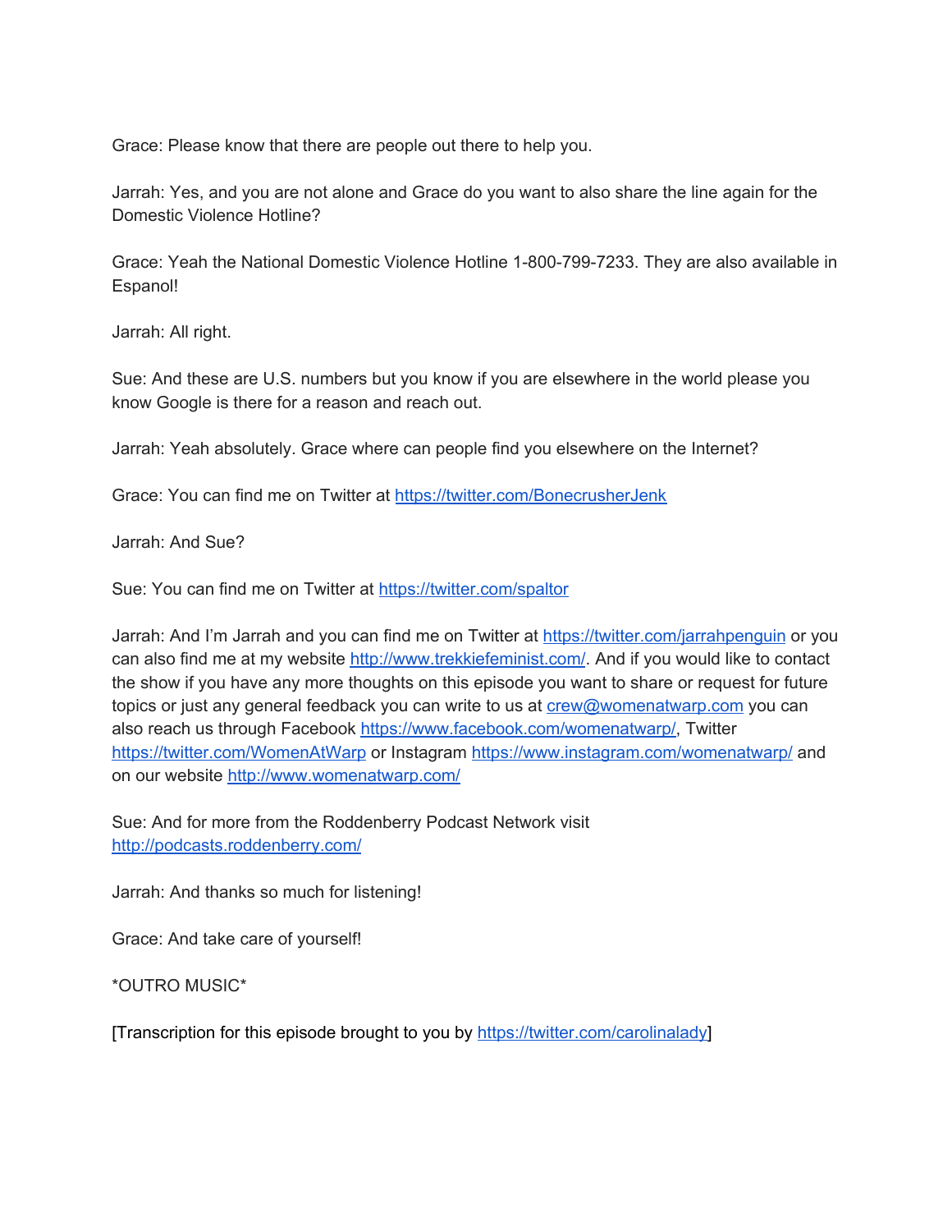Grace: Please know that there are people out there to help you.

Jarrah: Yes, and you are not alone and Grace do you want to also share the line again for the Domestic Violence Hotline?

Grace: Yeah the National Domestic Violence Hotline 1-800-799-7233. They are also available in Espanol!

Jarrah: All right.

Sue: And these are U.S. numbers but you know if you are elsewhere in the world please you know Google is there for a reason and reach out.

Jarrah: Yeah absolutely. Grace where can people find you elsewhere on the Internet?

Grace: You can find me on Twitter at https://twitter.com/BonecrusherJenk

Jarrah: And Sue?

Sue: You can find me on Twitter at https://twitter.com/spaltor

Jarrah: And I'm Jarrah and you can find me on Twitter at https://twitter.com/jarrahpenguin or you can also find me at my website http://www.trekkiefeminist.com/. And if you would like to contact the show if you have any more thoughts on this episode you want to share or request for future topics or just any general feedback you can write to us at crew@womenatwarp.com you can also reach us through Facebook https://www.facebook.com/womenatwarp/, Twitter https://twitter.com/WomenAtWarp or Instagram https://www.instagram.com/womenatwarp/ and on our website http://www.womenatwarp.com/

Sue: And for more from the Roddenberry Podcast Network visit http://podcasts.roddenberry.com/

Jarrah: And thanks so much for listening!

Grace: And take care of yourself!

*OUTRO MUSIC*

[Transcription for this episode brought to you by https://twitter.com/carolinalady]